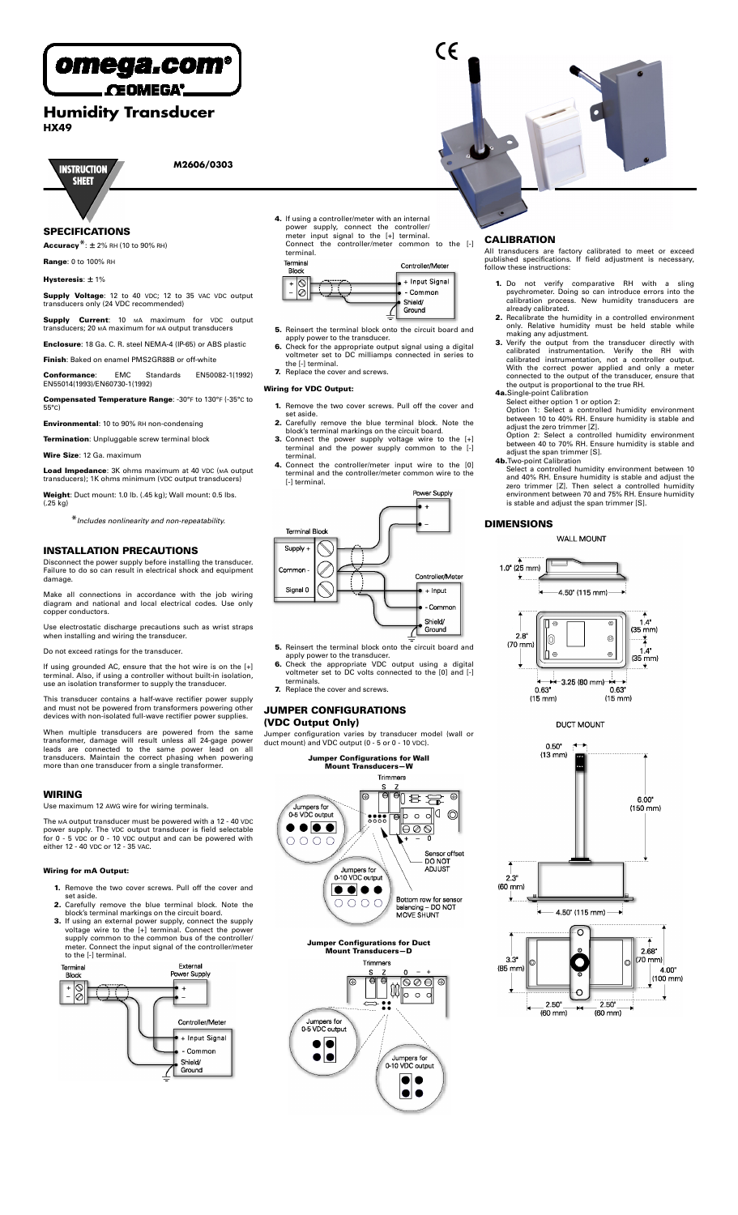# Humidity Transducer

## HX49

INSTRUCTION SHEET

M2606/0303

## SPECIFICATIONS

**Accuracy***: ± 2% RH (10 to 90% RH)

**Range**: 0 to 100% RH

**Hysteresis**: ± 1%

**Supply Voltage**: 12 to 40 VDC; 12 to 35 VAC VDC output transducers only (24 VDC recommended)

**Supply Current**: 10 mA maximum for VDC output transducers; 20 mA maximum for mA output transducers

**Enclosure**: 18 Ga. C. R. steel NEMA-4 (IP-65) or ABS plastic

**Finish**: Baked on enamel PMS2GR88B or off-white

**Conformance**: EMC Standards EN50082-1(1992) EN55014(1993)/EN60730-1(1992)

**Compensated Temperature Range**: -30°F to 130°F (-35°C to 55°C)

**Environmental**: 10 to 90% RH non-condensing

**Termination**: Unpluggable screw terminal block

**Wire Size**: 12 Ga. maximum

**Load Impedance**: 3K ohms maximum at 40 VDC (mA output transducers); 1K ohms minimum (VDC output transducers)

**Weight**: Duct mount: 1.0 lb. (.45 kg); Wall mount: 0.5 lbs. (.25 kg)

*Includes nonlinearity and non-repeatability.*

## INSTALLATION PRECAUTIONS

Disconnect the power supply before installing the transducer. Failure to do so can result in electrical shock and equipment damage.

Make all connections in accordance with the job wiring diagram and national and local electrical codes. Use only copper conductors.

Use electrostatic discharge precautions such as wrist straps when installing and wiring the transducer.

Do not exceed ratings for the transducer.

If using grounded AC, ensure that the hot wire is on the [+] terminal. Also, if using a controller without built-in isolation, use an isolation transformer to supply the transducer.

This transducer contains a half-wave rectifier power supply and must not be powered from transformers powering other devices with non-isolated full-wave rectifier power supplies.

When multiple transducers are powered from the same transformer, damage will result unless all 24-gage power leads are connected to the same power lead on all transducers. Maintain the correct phasing when powering more than one transducer from a single transformer.

## WIRING

Use maximum 12 AWG wire for wiring terminals.

The mA output transducer must be powered with a 12 - 40 VDC power supply. The VDC output transducer is field selectable for 0 - 5 VDC or 0 - 10 VDC output and can be powered with either 12 - 40 VDC or 12 - 35 VAC.

### Wiring for mA Output:

1. Remove the two cover screws. Pull off the cover and set aside.
2. Carefully remove the blue terminal block. Note the block's terminal markings on the circuit board.
3. If using an external power supply, connect the supply voltage wire to the [+] terminal. Connect the power supply common to the common bus of the controller/meter. Connect the input signal of the controller/meter to the [-] terminal.
4. If using a controller/meter with an internal power supply, connect the controller/meter input signal to the [+] terminal. Connect the controller/meter common to the [-] terminal.
5. Reinsert the terminal block onto the circuit board and apply power to the transducer.
6. Check for the appropriate output signal using a digital voltmeter set to DC milliamps connected in series to the [-] terminal.
7. Replace the cover and screws.

### Wiring for VDC Output:

1. Remove the two cover screws. Pull off the cover and set aside.
2. Carefully remove the blue terminal block. Note the block's terminal markings on the circuit board.
3. Connect the power supply voltage wire to the [+] terminal and the power supply common to the [-] terminal.
4. Connect the controller/meter input wire to the [0] terminal and the controller/meter common wire to the [-] terminal.
5. Reinsert the terminal block onto the circuit board and apply power to the transducer.
6. Check the appropriate VDC output using a digital voltmeter set to DC volts connected to the [0] and [-] terminals.
7. Replace the cover and screws.

## JUMPER CONFIGURATIONS (VDC Output Only)

Jumper configuration varies by transducer model (wall or duct mount) and VDC output (0 - 5 or 0 - 10 VDC).

**Jumper Configurations for Wall Mount Transducers—W**

**Jumper Configurations for Duct Mount Transducers—D**

## CALIBRATION

All transducers are factory calibrated to meet or exceed published specifications. If field adjustment is necessary, follow these instructions:

1. Do not verify comparative RH with a sling psychrometer. Doing so can introduce errors into the calibration process. New humidity transducers are already calibrated.
2. Recalibrate the humidity in a controlled environment only. Relative humidity must be held stable while making any adjustment.
3. Verify the output from the transducer directly with calibrated instrumentation. Verify the RH with calibrated instrumentation, not a controller output. With the correct power applied and only a meter connected to the output of the transducer, ensure that the output is proportional to the true RH.

**4a.** Single-point Calibration

Select either option 1 or option 2:

Option 1: Select a controlled humidity environment between 10 to 40% RH. Ensure humidity is stable and adjust the zero trimmer [Z].

Option 2: Select a controlled humidity environment between 40 to 70% RH. Ensure humidity is stable and adjust the span trimmer [S].

**4b.** Two-point Calibration

Select a controlled humidity environment between 10 and 40% RH. Ensure humidity is stable and adjust the zero trimmer [Z]. Then select a controlled humidity environment between 70 and 75% RH. Ensure humidity is stable and adjust the span trimmer [S].

## DIMENSIONS

WALL MOUNT

DUCT MOUNT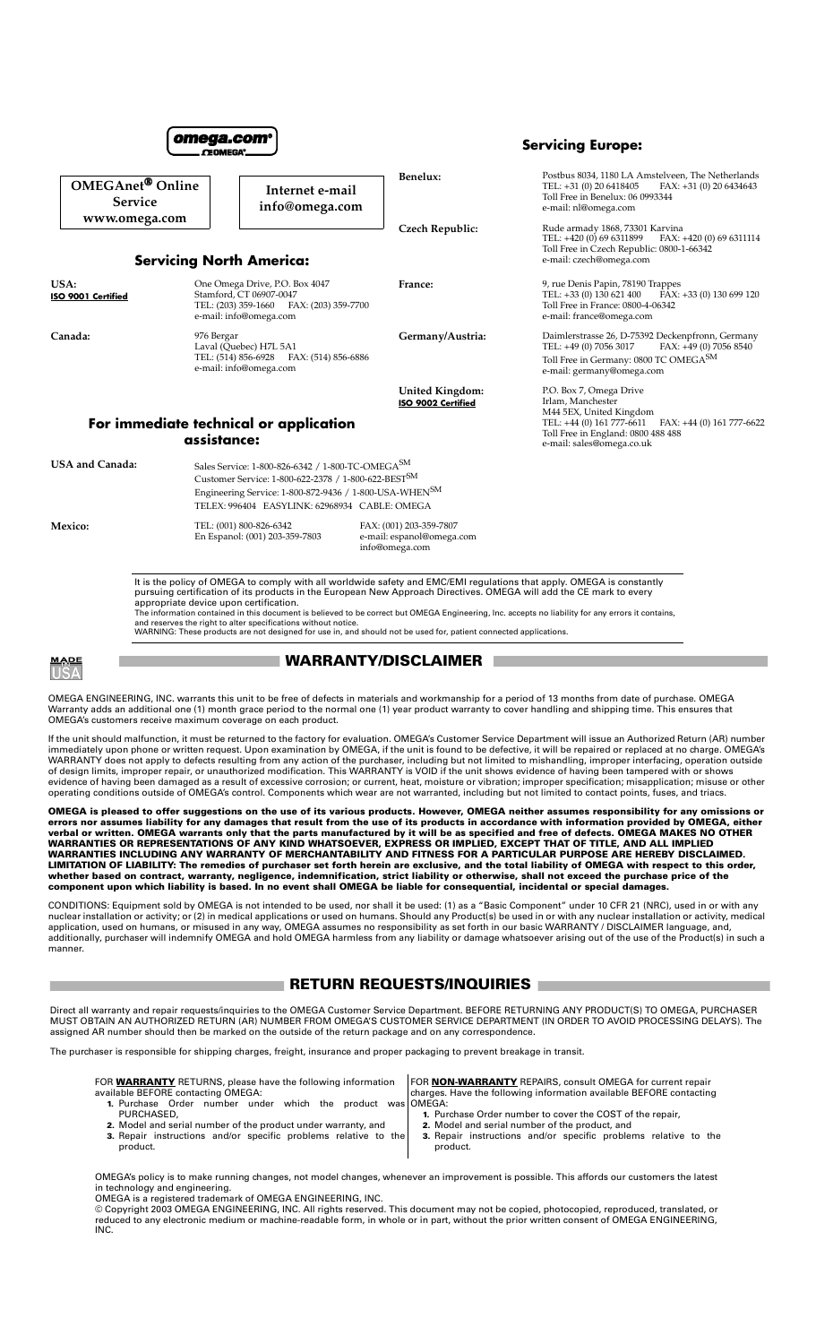omega.com® OMEGA®

**OMEGAnet® Online Service**
www.omega.com

**Internet e-mail**
info@omega.com

## Servicing North America:

**USA:** **ISO 9001 Certified**
One Omega Drive, P.O. Box 4047
Stamford, CT 06907-0047
TEL: (203) 359-1660 FAX: (203) 359-7700
e-mail: info@omega.com

**Canada:**
976 Bergar
Laval (Quebec) H7L 5A1
TEL: (514) 856-6928 FAX: (514) 856-6886
e-mail: info@omega.com

## For immediate technical or application assistance:

**USA and Canada:**
Sales Service: 1-800-826-6342 / 1-800-TC-OMEGA℠
Customer Service: 1-800-622-2378 / 1-800-622-BEST℠
Engineering Service: 1-800-872-9436 / 1-800-USA-WHEN℠
TELEX: 996404 EASYLINK: 62968934 CABLE: OMEGA

**Mexico:**
TEL: (001) 800-826-6342
En Espanol: (001) 203-359-7803
FAX: (001) 203-359-7807
e-mail: espanol@omega.com
info@omega.com

## Servicing Europe:

**Benelux:**
Postbus 8034, 1180 LA Amstelveen, The Netherlands
TEL: +31 (0) 20 6418405 FAX: +31 (0) 20 6434643
Toll Free in Benelux: 06 0993344
e-mail: nl@omega.com

**Czech Republic:**
Rude armady 1868, 73301 Karvina
TEL: +420 (0) 69 6311899 FAX: +420 (0) 69 6311114
Toll Free in Czech Republic: 0800-1-66342
e-mail: czech@omega.com

**France:**
9, rue Denis Papin, 78190 Trappes
TEL: +33 (0) 130 621 400 FAX: +33 (0) 130 699 120
Toll Free in France: 0800-4-06342
e-mail: france@omega.com

**Germany/Austria:**
Daimlerstrasse 26, D-75392 Deckenpfronn, Germany
TEL: +49 (0) 7056 3017 FAX: +49 (0) 7056 8540
Toll Free in Germany: 0800 TC OMEGA℠
e-mail: germany@omega.com

**United Kingdom:** **ISO 9002 Certified**
P.O. Box 7, Omega Drive
Irlam, Manchester
M44 5EX, United Kingdom
TEL: +44 (0) 161 777-6611 FAX: +44 (0) 161 777-6622
Toll Free in England: 0800 488 488
e-mail: sales@omega.co.uk

It is the policy of OMEGA to comply with all worldwide safety and EMC/EMI regulations that apply. OMEGA is constantly pursuing certification of its products in the European New Approach Directives. OMEGA will add the CE mark to every appropriate device upon certification.
The information contained in this document is believed to be correct but OMEGA Engineering, Inc. accepts no liability for any errors it contains, and reserves the right to alter specifications without notice.
WARNING: These products are not designed for use in, and should not be used for, patient connected applications.

MADE IN USA

## WARRANTY/DISCLAIMER

OMEGA ENGINEERING, INC. warrants this unit to be free of defects in materials and workmanship for a period of 13 months from date of purchase. OMEGA Warranty adds an additional one (1) month grace period to the normal one (1) year product warranty to cover handling and shipping time. This ensures that OMEGA's customers receive maximum coverage on each product.

If the unit should malfunction, it must be returned to the factory for evaluation. OMEGA's Customer Service Department will issue an Authorized Return (AR) number immediately upon phone or written request. Upon examination by OMEGA, if the unit is found to be defective, it will be repaired or replaced at no charge. OMEGA's WARRANTY does not apply to defects resulting from any action of the purchaser, including but not limited to mishandling, improper interfacing, operation outside of design limits, improper repair, or unauthorized modification. This WARRANTY is VOID if the unit shows evidence of having been tampered with or shows evidence of having been damaged as a result of excessive corrosion; or current, heat, moisture or vibration; improper specification; misapplication; misuse or other operating conditions outside of OMEGA's control. Components which wear are not warranted, including but not limited to contact points, fuses, and triacs.

**OMEGA is pleased to offer suggestions on the use of its various products. However, OMEGA neither assumes responsibility for any omissions or errors nor assumes liability for any damages that result from the use of its products in accordance with information provided by OMEGA, either verbal or written. OMEGA warrants only that the parts manufactured by it will be as specified and free of defects. OMEGA MAKES NO OTHER WARRANTIES OR REPRESENTATIONS OF ANY KIND WHATSOEVER, EXPRESS OR IMPLIED, EXCEPT THAT OF TITLE, AND ALL IMPLIED WARRANTIES INCLUDING ANY WARRANTY OF MERCHANTABILITY AND FITNESS FOR A PARTICULAR PURPOSE ARE HEREBY DISCLAIMED. LIMITATION OF LIABILITY: The remedies of purchaser set forth herein are exclusive, and the total liability of OMEGA with respect to this order, whether based on contract, warranty, negligence, indemnification, strict liability or otherwise, shall not exceed the purchase price of the component upon which liability is based. In no event shall OMEGA be liable for consequential, incidental or special damages.**

CONDITIONS: Equipment sold by OMEGA is not intended to be used, nor shall it be used: (1) as a "Basic Component" under 10 CFR 21 (NRC), used in or with any nuclear installation or activity; or (2) in medical applications or used on humans. Should any Product(s) be used in or with any nuclear installation or activity, medical application, used on humans, or misused in any way, OMEGA assumes no responsibility as set forth in our basic WARRANTY / DISCLAIMER language, and, additionally, purchaser will indemnify OMEGA and hold OMEGA harmless from any liability or damage whatsoever arising out of the use of the Product(s) in such a manner.

## RETURN REQUESTS/INQUIRIES

Direct all warranty and repair requests/inquiries to the OMEGA Customer Service Department. BEFORE RETURNING ANY PRODUCT(S) TO OMEGA, PURCHASER MUST OBTAIN AN AUTHORIZED RETURN (AR) NUMBER FROM OMEGA'S CUSTOMER SERVICE DEPARTMENT (IN ORDER TO AVOID PROCESSING DELAYS). The assigned AR number should then be marked on the outside of the return package and on any correspondence.

The purchaser is responsible for shipping charges, freight, insurance and proper packaging to prevent breakage in transit.

FOR **WARRANTY** RETURNS, please have the following information available BEFORE contacting OMEGA:

1. Purchase Order number under which the product was PURCHASED,
2. Model and serial number of the product under warranty, and
3. Repair instructions and/or specific problems relative to the product.

FOR **NON-WARRANTY** REPAIRS, consult OMEGA for current repair charges. Have the following information available BEFORE contacting OMEGA:

1. Purchase Order number to cover the COST of the repair,
2. Model and serial number of the product, and
3. Repair instructions and/or specific problems relative to the product.

OMEGA's policy is to make running changes, not model changes, whenever an improvement is possible. This affords our customers the latest in technology and engineering.
OMEGA is a registered trademark of OMEGA ENGINEERING, INC.
© Copyright 2003 OMEGA ENGINEERING, INC. All rights reserved. This document may not be copied, photocopied, reproduced, translated, or reduced to any electronic medium or machine-readable form, in whole or in part, without the prior written consent of OMEGA ENGINEERING, INC.